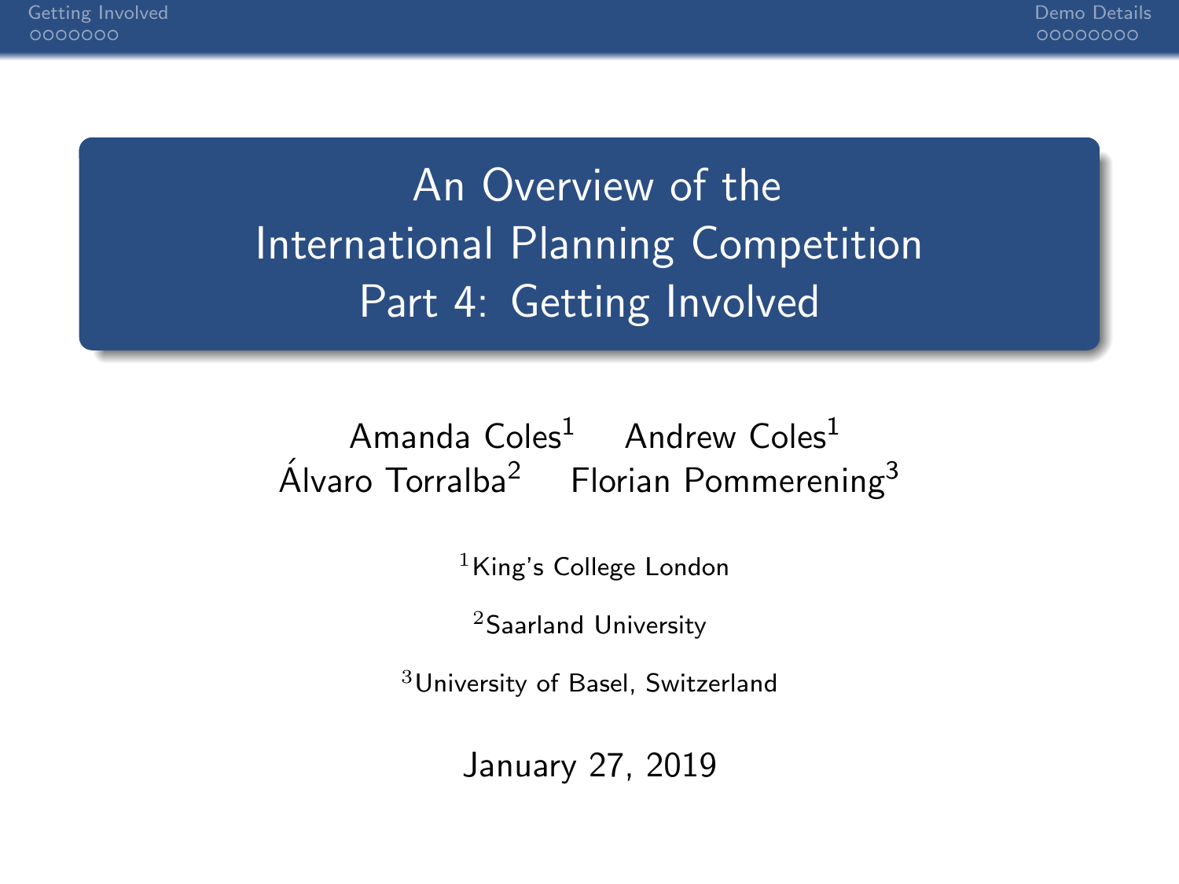# An Overview of the International Planning Competition
## Part 4: Getting Involved

Amanda Coles[1] Andrew Coles[1]
Álvaro Torralba[2] Florian Pommerening[3]

[1]King's College London

[2]Saarland University

[3]University of Basel, Switzerland

January 27, 2019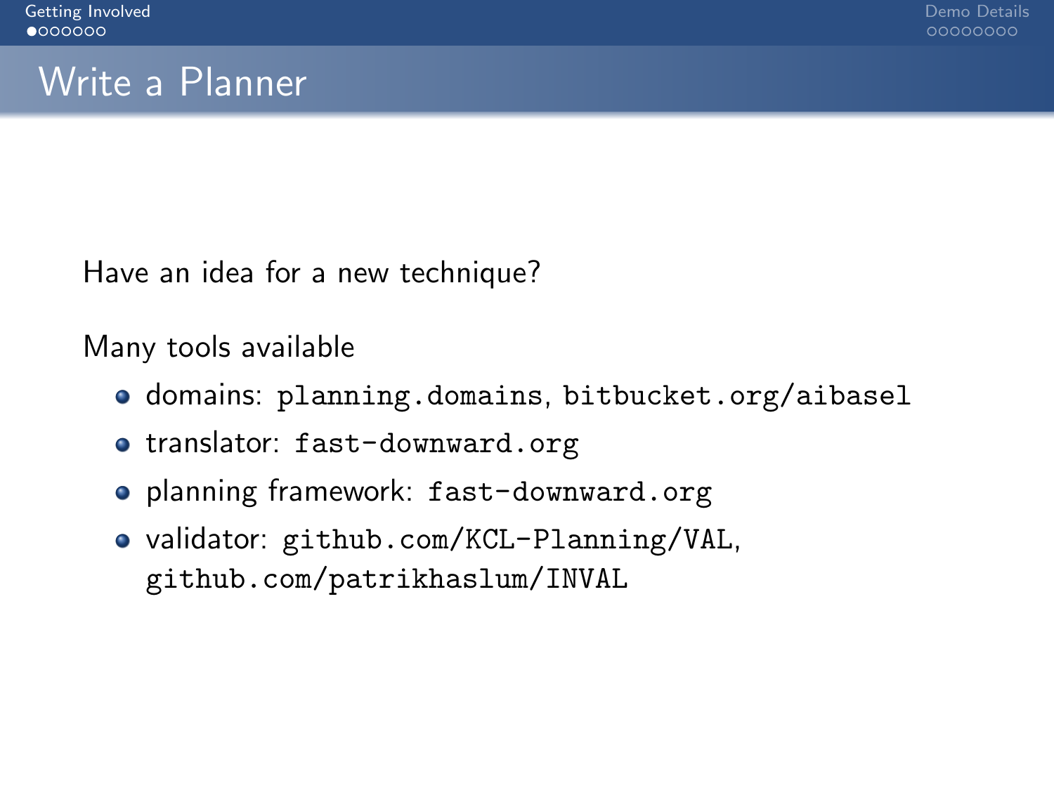# Write a Planner

Have an idea for a new technique?

Many tools available

- domains: `planning.domains`, `bitbucket.org/aibasel`
- translator: `fast-downward.org`
- planning framework: `fast-downward.org`
- validator: `github.com/KCL-Planning/VAL`, `github.com/patrikhaslum/INVAL`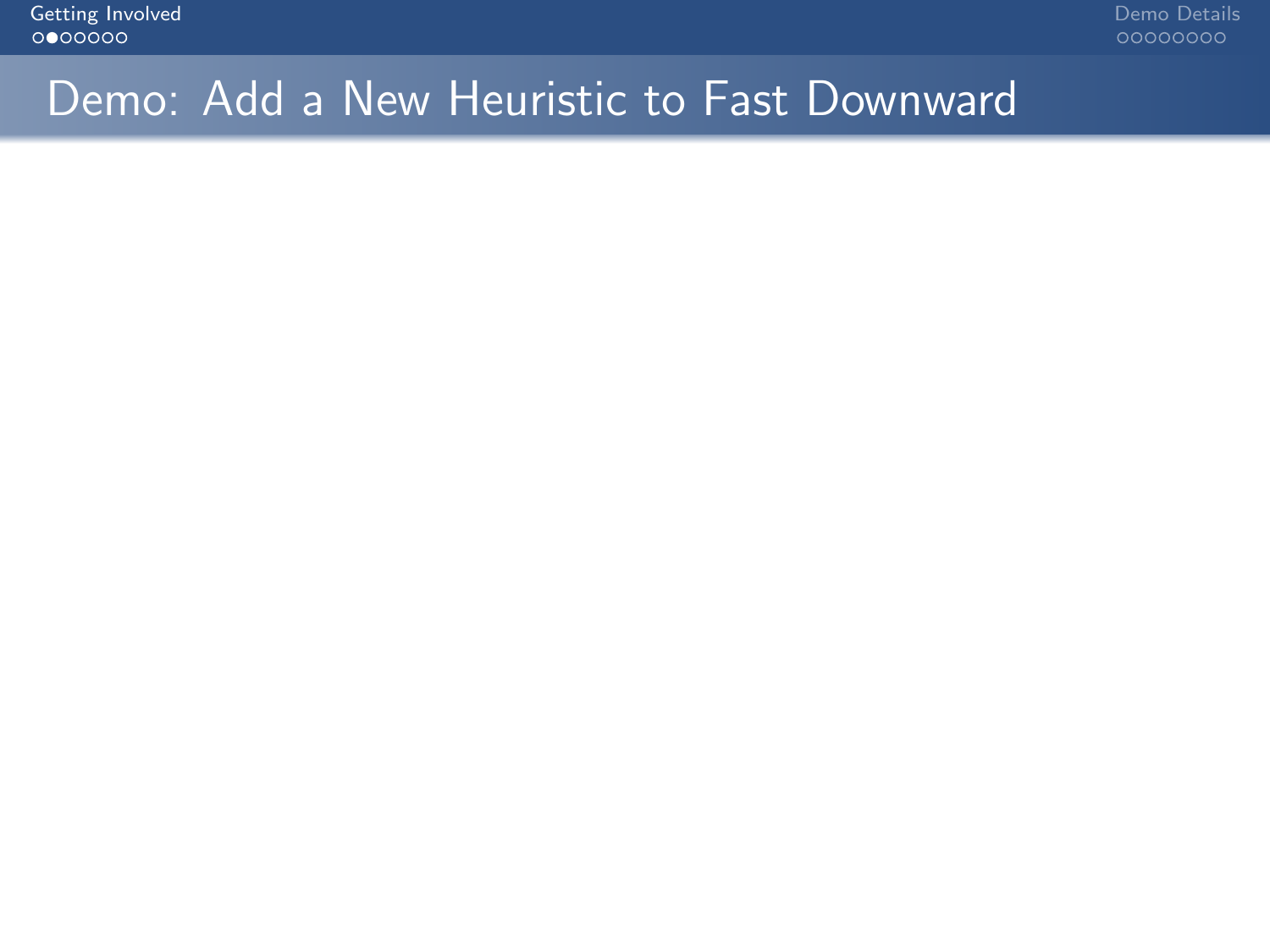# Demo: Add a New Heuristic to Fast Downward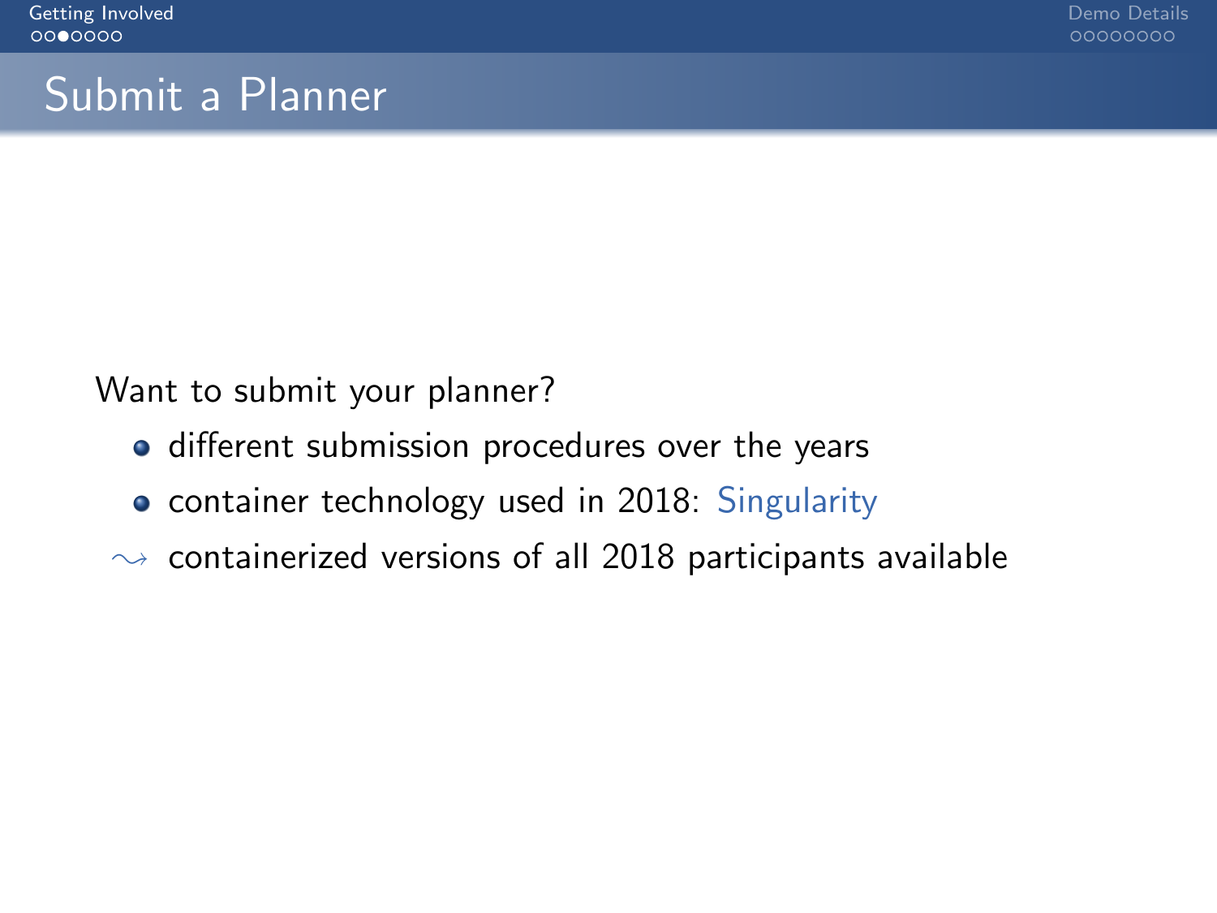# Submit a Planner

Want to submit your planner?

- different submission procedures over the years
- container technology used in 2018: Singularity

$\rightsquigarrow$ containerized versions of all 2018 participants available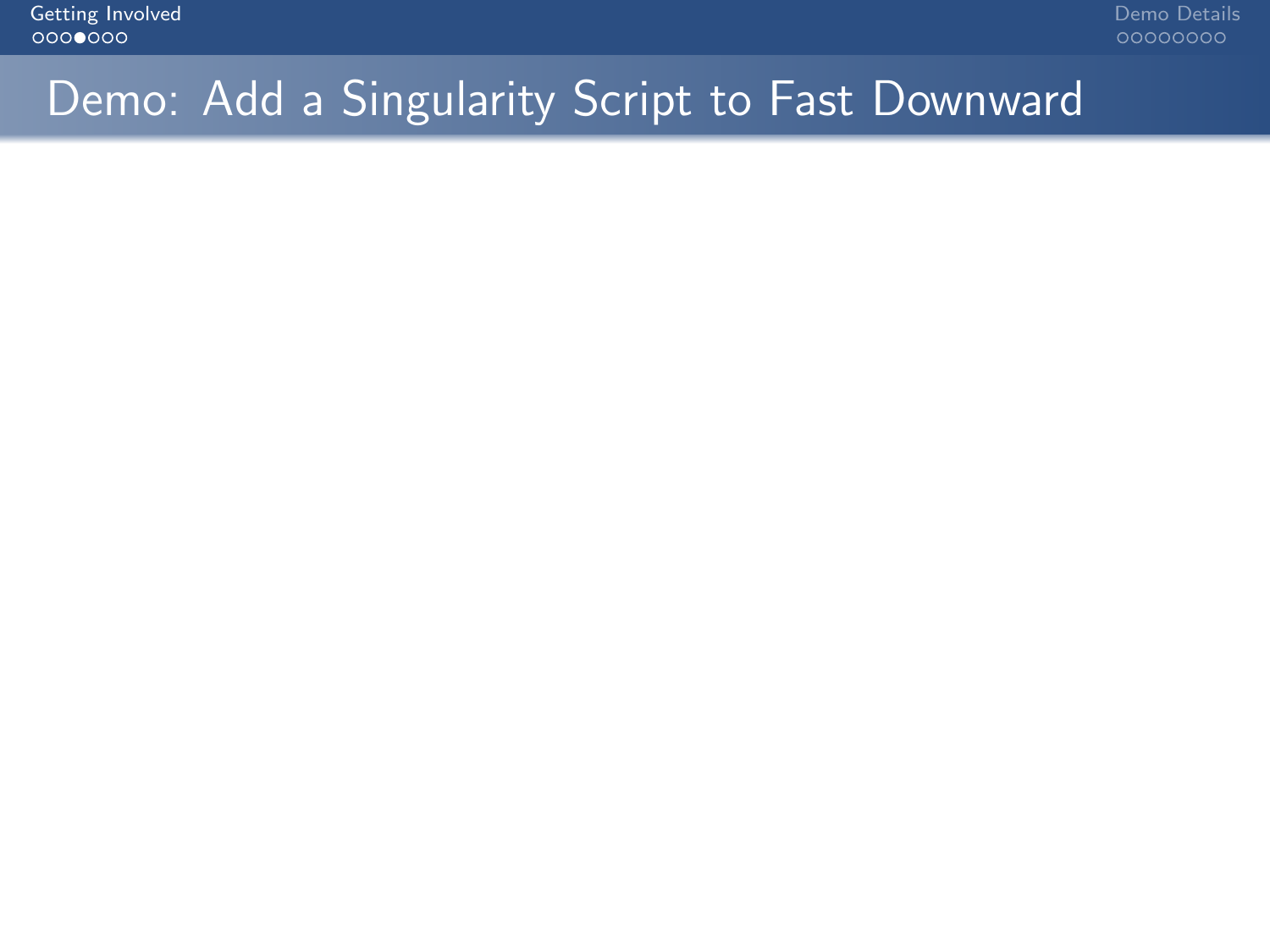# Demo: Add a Singularity Script to Fast Downward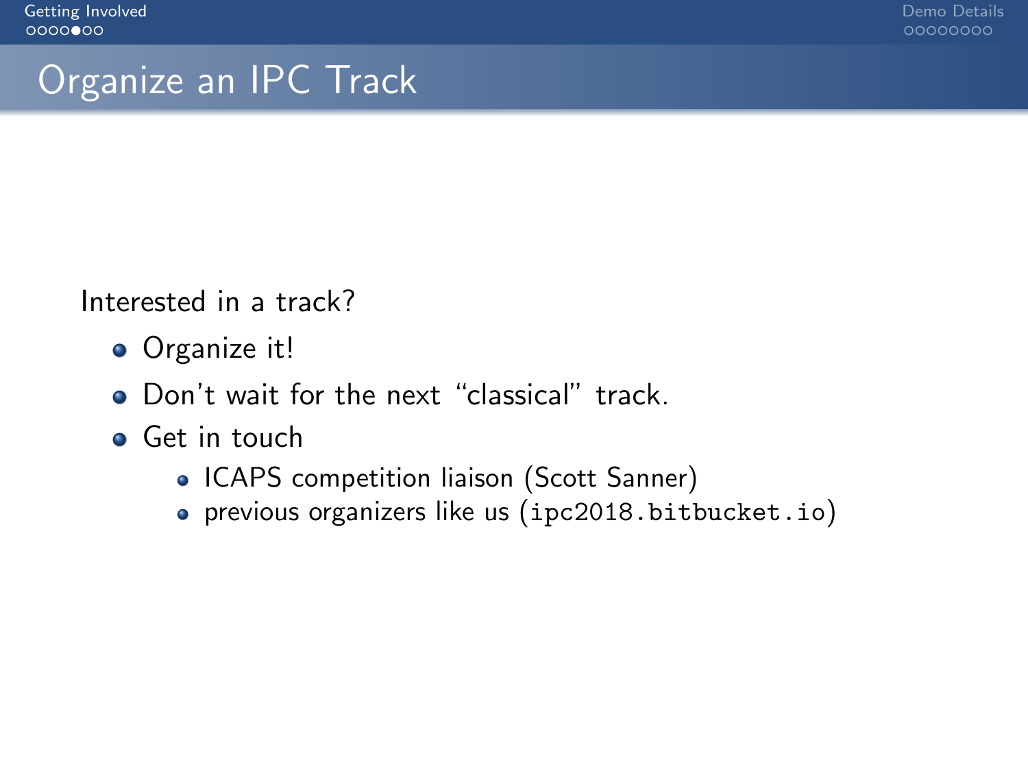# Organize an IPC Track

Interested in a track?

- Organize it!
- Don't wait for the next “classical” track.
- Get in touch
  - ICAPS competition liaison (Scott Sanner)
  - previous organizers like us (`ipc2018.bitbucket.io`)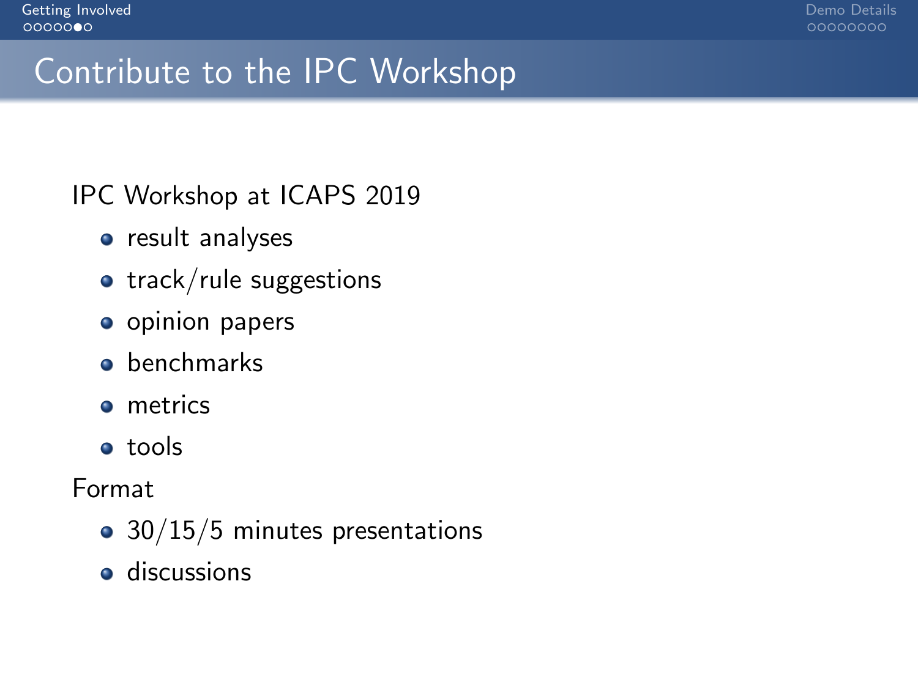# Contribute to the IPC Workshop

IPC Workshop at ICAPS 2019

- result analyses
- track/rule suggestions
- opinion papers
- benchmarks
- metrics
- tools

Format

- 30/15/5 minutes presentations
- discussions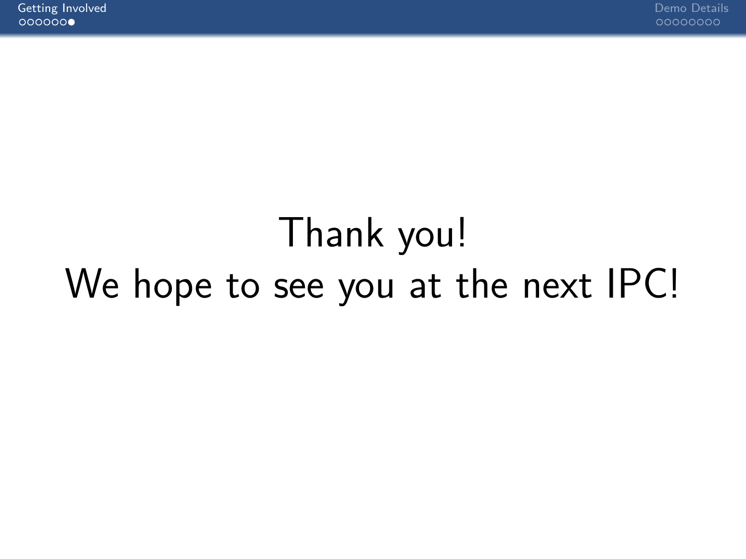Thank you!

We hope to see you at the next IPC!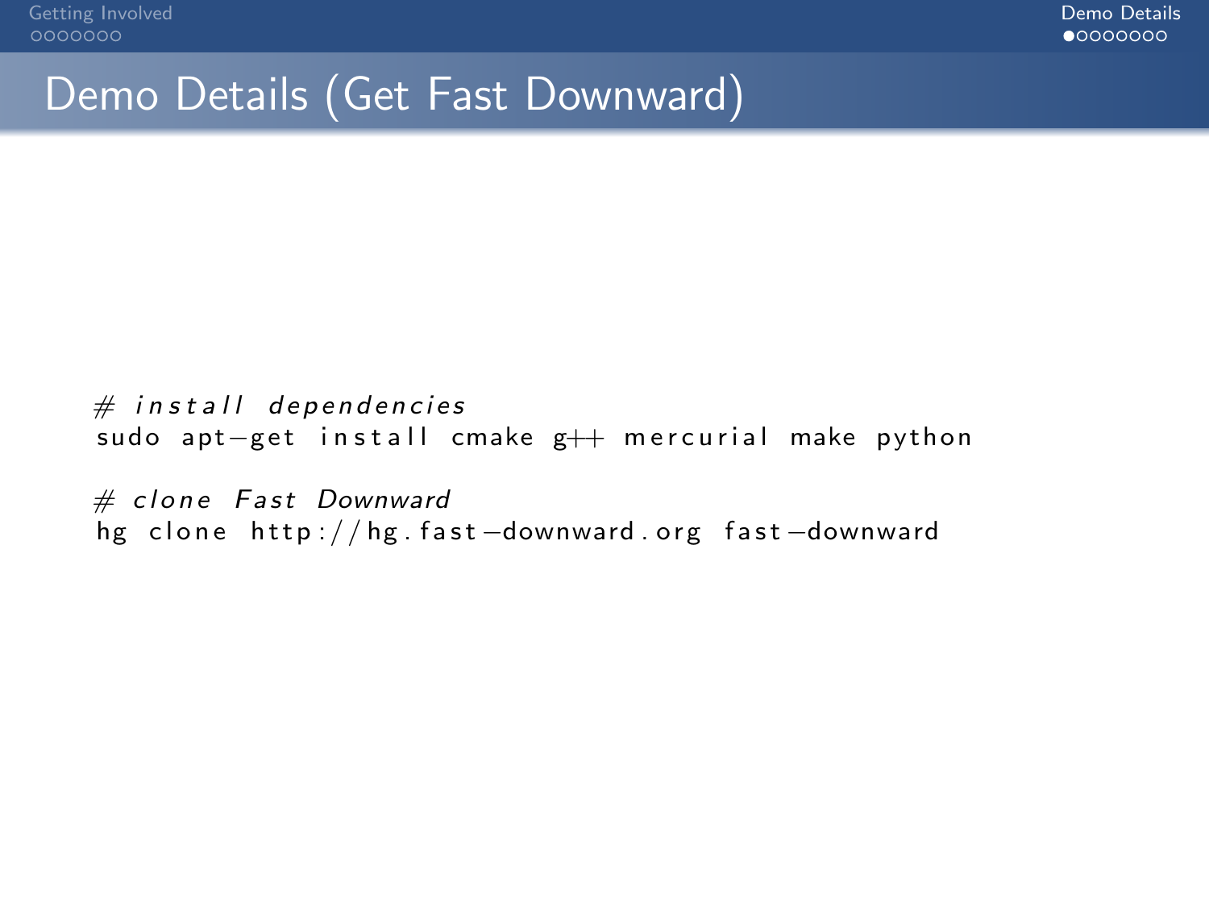# Demo Details (Get Fast Downward)

```
# install dependencies
sudo apt-get install cmake g++ mercurial make python

# clone Fast Downward
hg clone http://hg.fast-downward.org fast-downward
```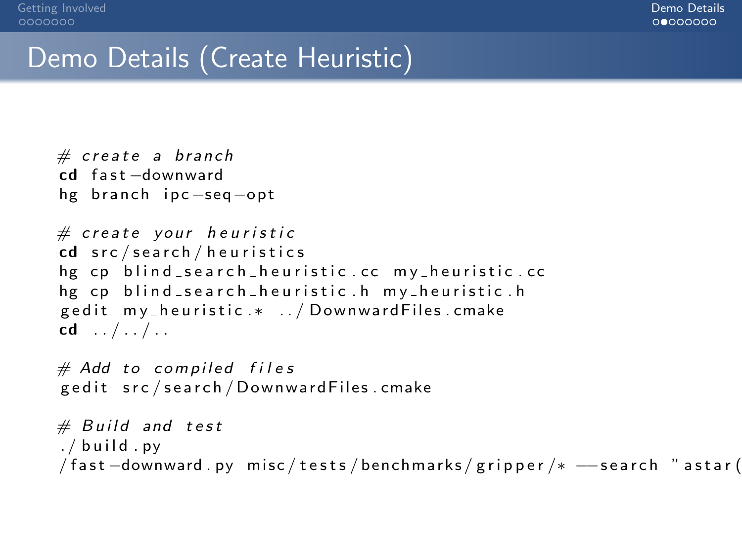# Demo Details (Create Heuristic)

```
# create a branch
cd fast-downward
hg branch ipc-seq-opt

# create your heuristic
cd src/search/heuristics
hg cp blind_search_heuristic.cc my_heuristic.cc
hg cp blind_search_heuristic.h my_heuristic.h
gedit my_heuristic.* ../DownwardFiles.cmake
cd ../../..

# Add to compiled files
gedit src/search/DownwardFiles.cmake

# Build and test
./build.py
/fast-downward.py misc/tests/benchmarks/gripper/* --search "astar(
```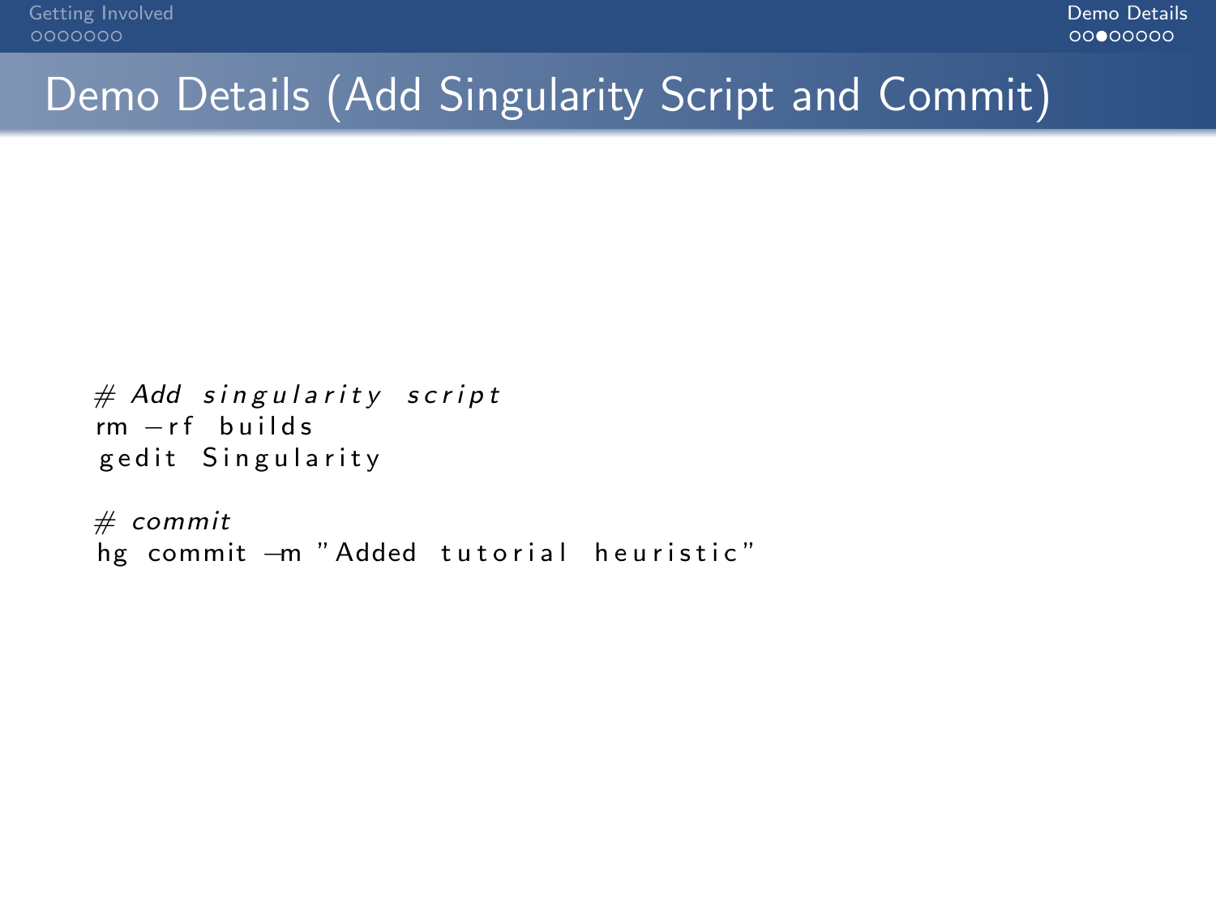# Demo Details (Add Singularity Script and Commit)

```
# Add singularity script
rm -rf builds
gedit Singularity

# commit
hg commit -m "Added tutorial heuristic"
```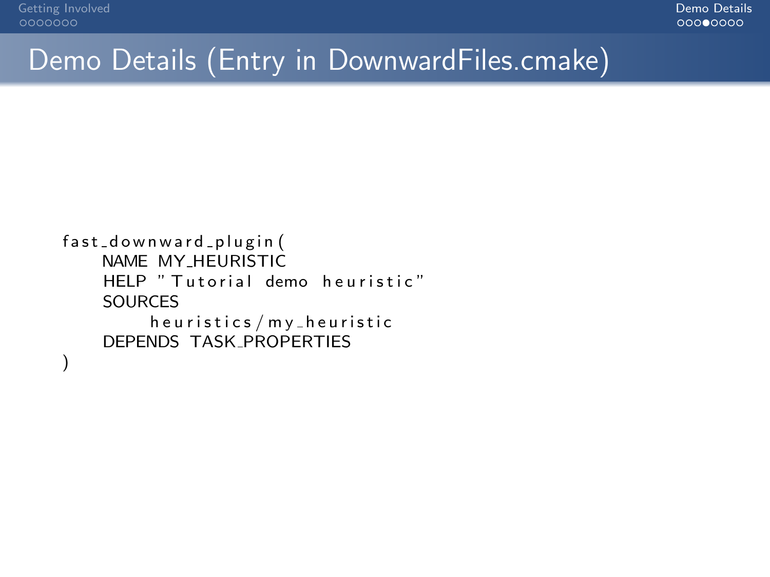# Demo Details (Entry in DownwardFiles.cmake)

```
fast_downward_plugin(
    NAME MY_HEURISTIC
    HELP "Tutorial demo heuristic"
    SOURCES
        heuristics/my_heuristic
    DEPENDS TASK_PROPERTIES
)
```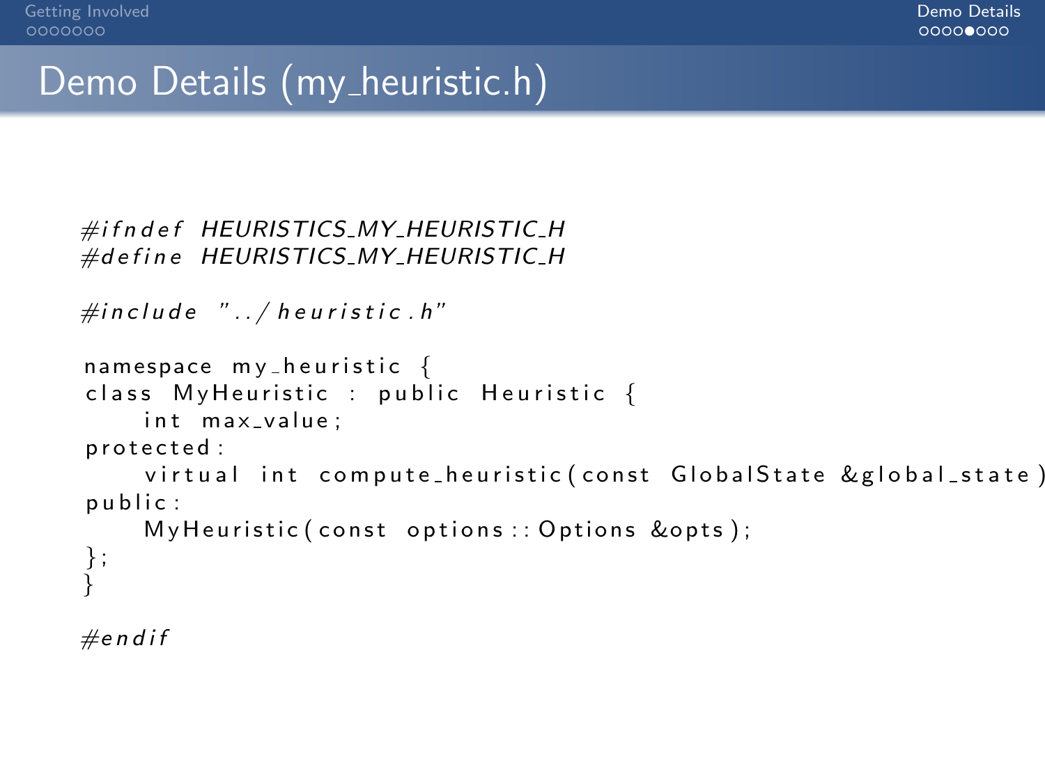# Demo Details (my_heuristic.h)

```
#ifndef HEURISTICS_MY_HEURISTIC_H
#define HEURISTICS_MY_HEURISTIC_H

#include "../heuristic.h"

namespace my_heuristic {
class MyHeuristic : public Heuristic {
    int max_value;
protected:
    virtual int compute_heuristic(const GlobalState &global_state)
public:
    MyHeuristic(const options::Options &opts);
};
}

#endif
```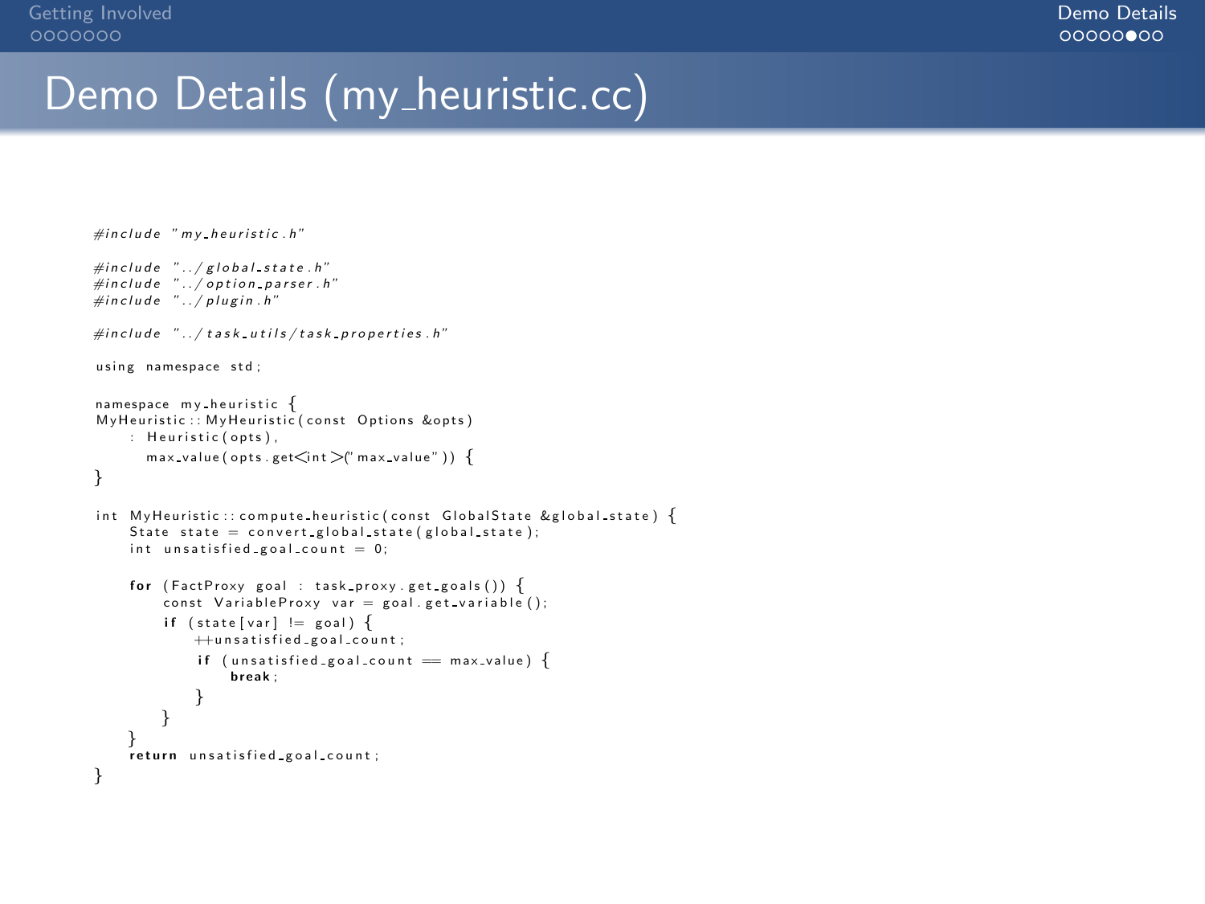# Demo Details (my_heuristic.cc)

```cpp
#include "my_heuristic.h"

#include "../global_state.h"
#include "../option_parser.h"
#include "../plugin.h"

#include "../task_utils/task_properties.h"

using namespace std;

namespace my_heuristic {
MyHeuristic::MyHeuristic(const Options &opts)
    : Heuristic(opts),
      max_value(opts.get<int>("max_value")) {
}

int MyHeuristic::compute_heuristic(const GlobalState &global_state) {
    State state = convert_global_state(global_state);
    int unsatisfied_goal_count = 0;

    for (FactProxy goal : task_proxy.get_goals()) {
        const VariableProxy var = goal.get_variable();
        if (state[var] != goal) {
            ++unsatisfied_goal_count;
            if (unsatisfied_goal_count == max_value) {
                break;
            }
        }
    }
    return unsatisfied_goal_count;
}
```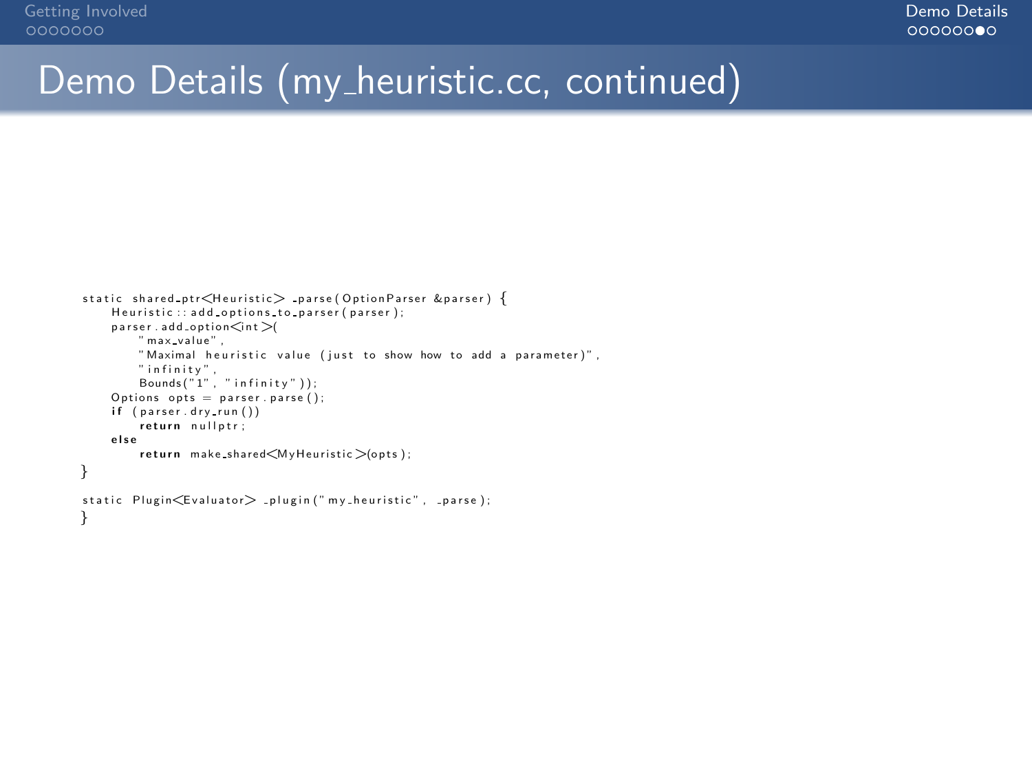# Demo Details (my_heuristic.cc, continued)

```
static shared_ptr<Heuristic> _parse(OptionParser &parser) {
    Heuristic::add_options_to_parser(parser);
    parser.add_option<int>(
        "max_value",
        "Maximal heuristic value (just to show how to add a parameter)",
        "infinity",
        Bounds("1", "infinity"));
    Options opts = parser.parse();
    if (parser.dry_run())
        return nullptr;
    else
        return make_shared<MyHeuristic>(opts);
}

static Plugin<Evaluator> _plugin("my_heuristic", _parse);
}
```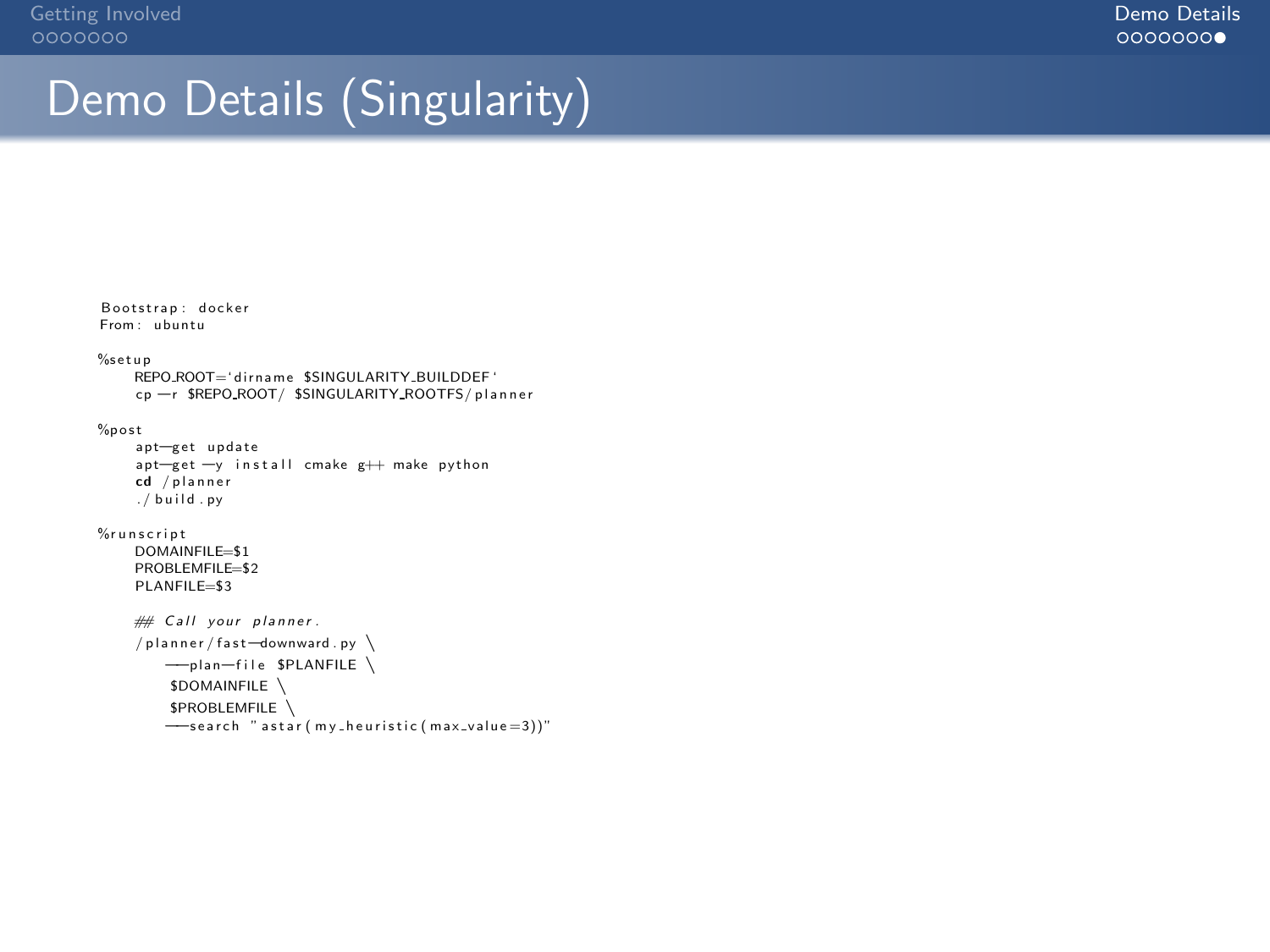# Demo Details (Singularity)

```
Bootstrap: docker
From: ubuntu

%setup
    REPO_ROOT=`dirname $SINGULARITY_BUILDDEF`
    cp -r $REPO_ROOT/ $SINGULARITY_ROOTFS/planner

%post
    apt-get update
    apt-get -y install cmake g++ make python
    cd /planner
    ./build.py

%runscript
    DOMAINFILE=$1
    PROBLEMFILE=$2
    PLANFILE=$3

    ## Call your planner.
    /planner/fast-downward.py \
        --plan-file $PLANFILE \
        $DOMAINFILE \
        $PROBLEMFILE \
        --search "astar(my_heuristic(max_value=3))"
```